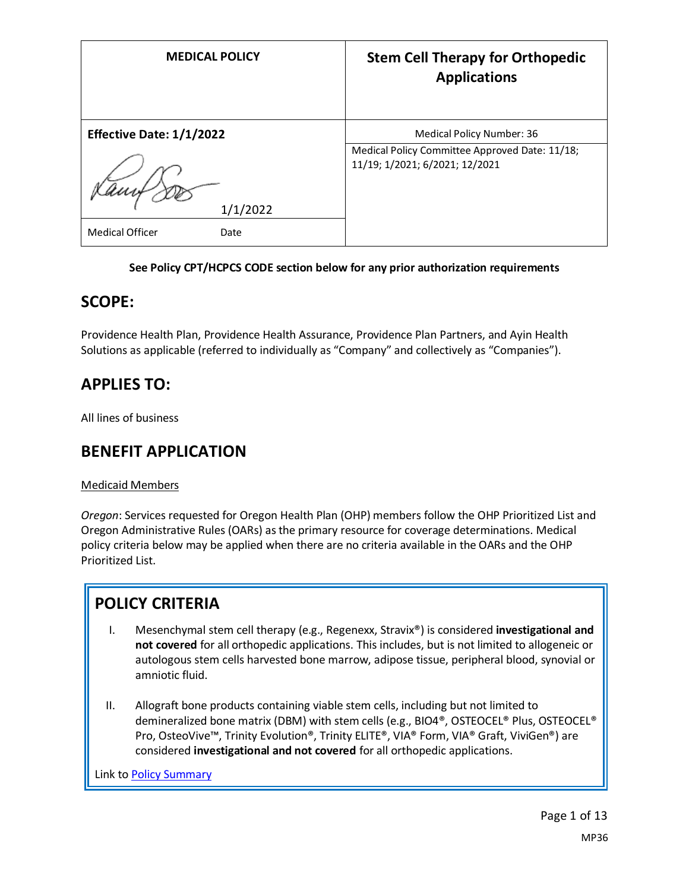| MEDICAL POLICY | Stem Cell Therapy for Orthopedic Applications |
|---|---|
| **Effective Date: 1/1/2022** | Medical Policy Number: 36 |
| 1/1/2022 | Medical Policy Committee Approved Date: 11/18; 11/19; 1/2021; 6/2021; 12/2021 |
| Medical Officer Date | |

**See Policy CPT/HCPCS CODE section below for any prior authorization requirements**

## SCOPE:

Providence Health Plan, Providence Health Assurance, Providence Plan Partners, and Ayin Health Solutions as applicable (referred to individually as "Company" and collectively as "Companies").

## APPLIES TO:

All lines of business

## BENEFIT APPLICATION

Medicaid Members

*Oregon*: Services requested for Oregon Health Plan (OHP) members follow the OHP Prioritized List and Oregon Administrative Rules (OARs) as the primary resource for coverage determinations. Medical policy criteria below may be applied when there are no criteria available in the OARs and the OHP Prioritized List.

## POLICY CRITERIA

I. Mesenchymal stem cell therapy (e.g., Regenexx, Stravix®) is considered **investigational and not covered** for all orthopedic applications. This includes, but is not limited to allogeneic or autologous stem cells harvested bone marrow, adipose tissue, peripheral blood, synovial or amniotic fluid.

II. Allograft bone products containing viable stem cells, including but not limited to demineralized bone matrix (DBM) with stem cells (e.g., BIO4®, OSTEOCEL® Plus, OSTEOCEL® Pro, OsteoVive™, Trinity Evolution®, Trinity ELITE®, VIA® Form, VIA® Graft, ViviGen®) are considered **investigational and not covered** for all orthopedic applications.

Link to Policy Summary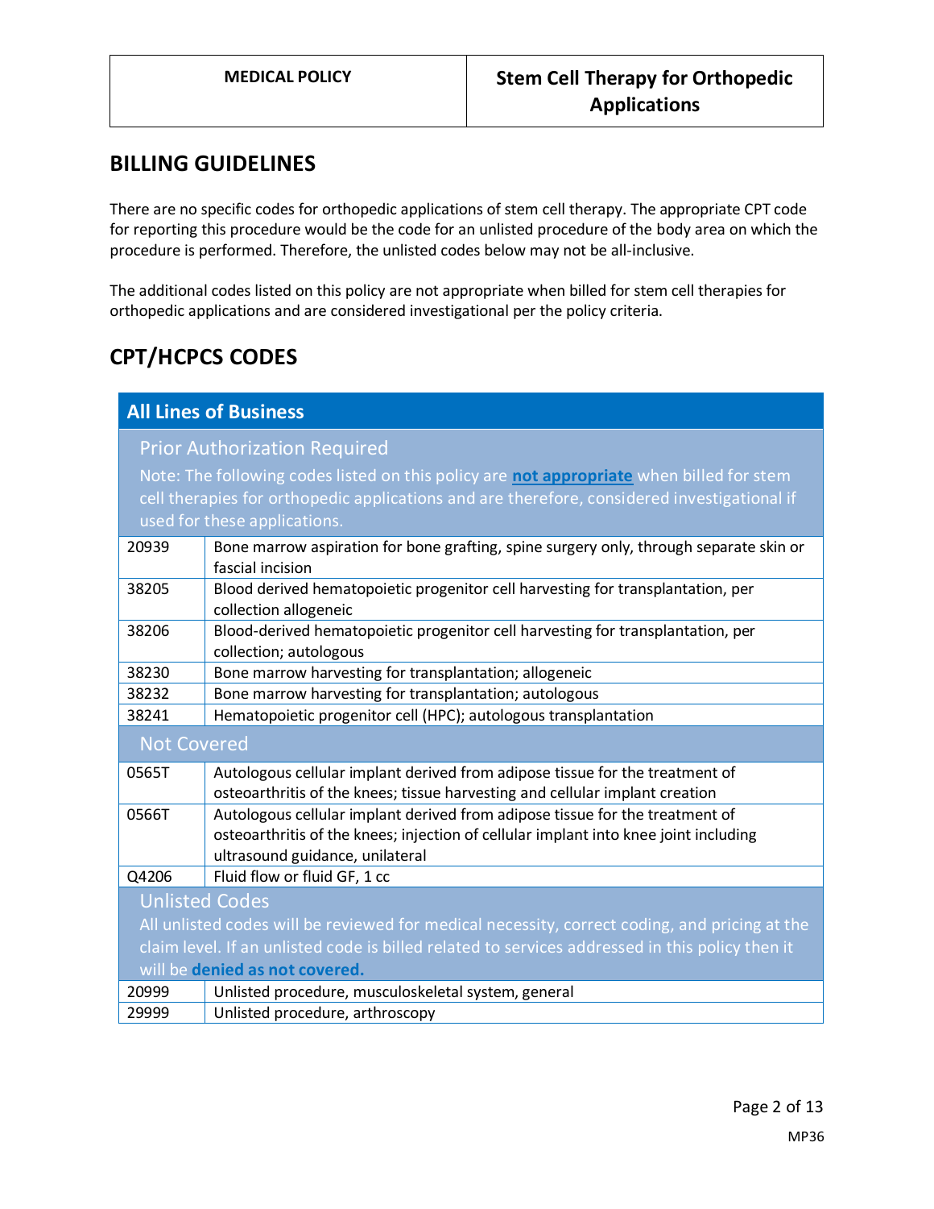| MEDICAL POLICY | Stem Cell Therapy for Orthopedic Applications |
|---|---|

## BILLING GUIDELINES

There are no specific codes for orthopedic applications of stem cell therapy. The appropriate CPT code for reporting this procedure would be the code for an unlisted procedure of the body area on which the procedure is performed. Therefore, the unlisted codes below may not be all-inclusive.

The additional codes listed on this policy are not appropriate when billed for stem cell therapies for orthopedic applications and are considered investigational per the policy criteria.

## CPT/HCPCS CODES

| All Lines of Business | |
|---|---|
| **Prior Authorization Required**<br>Note: The following codes listed on this policy are **not appropriate** when billed for stem cell therapies for orthopedic applications and are therefore, considered investigational if used for these applications. | |
| 20939 | Bone marrow aspiration for bone grafting, spine surgery only, through separate skin or fascial incision |
| 38205 | Blood derived hematopoietic progenitor cell harvesting for transplantation, per collection allogeneic |
| 38206 | Blood-derived hematopoietic progenitor cell harvesting for transplantation, per collection; autologous |
| 38230 | Bone marrow harvesting for transplantation; allogeneic |
| 38232 | Bone marrow harvesting for transplantation; autologous |
| 38241 | Hematopoietic progenitor cell (HPC); autologous transplantation |
| **Not Covered** | |
| 0565T | Autologous cellular implant derived from adipose tissue for the treatment of osteoarthritis of the knees; tissue harvesting and cellular implant creation |
| 0566T | Autologous cellular implant derived from adipose tissue for the treatment of osteoarthritis of the knees; injection of cellular implant into knee joint including ultrasound guidance, unilateral |
| Q4206 | Fluid flow or fluid GF, 1 cc |
| **Unlisted Codes**<br>All unlisted codes will be reviewed for medical necessity, correct coding, and pricing at the claim level. If an unlisted code is billed related to services addressed in this policy then it will be **denied as not covered.** | |
| 20999 | Unlisted procedure, musculoskeletal system, general |
| 29999 | Unlisted procedure, arthroscopy |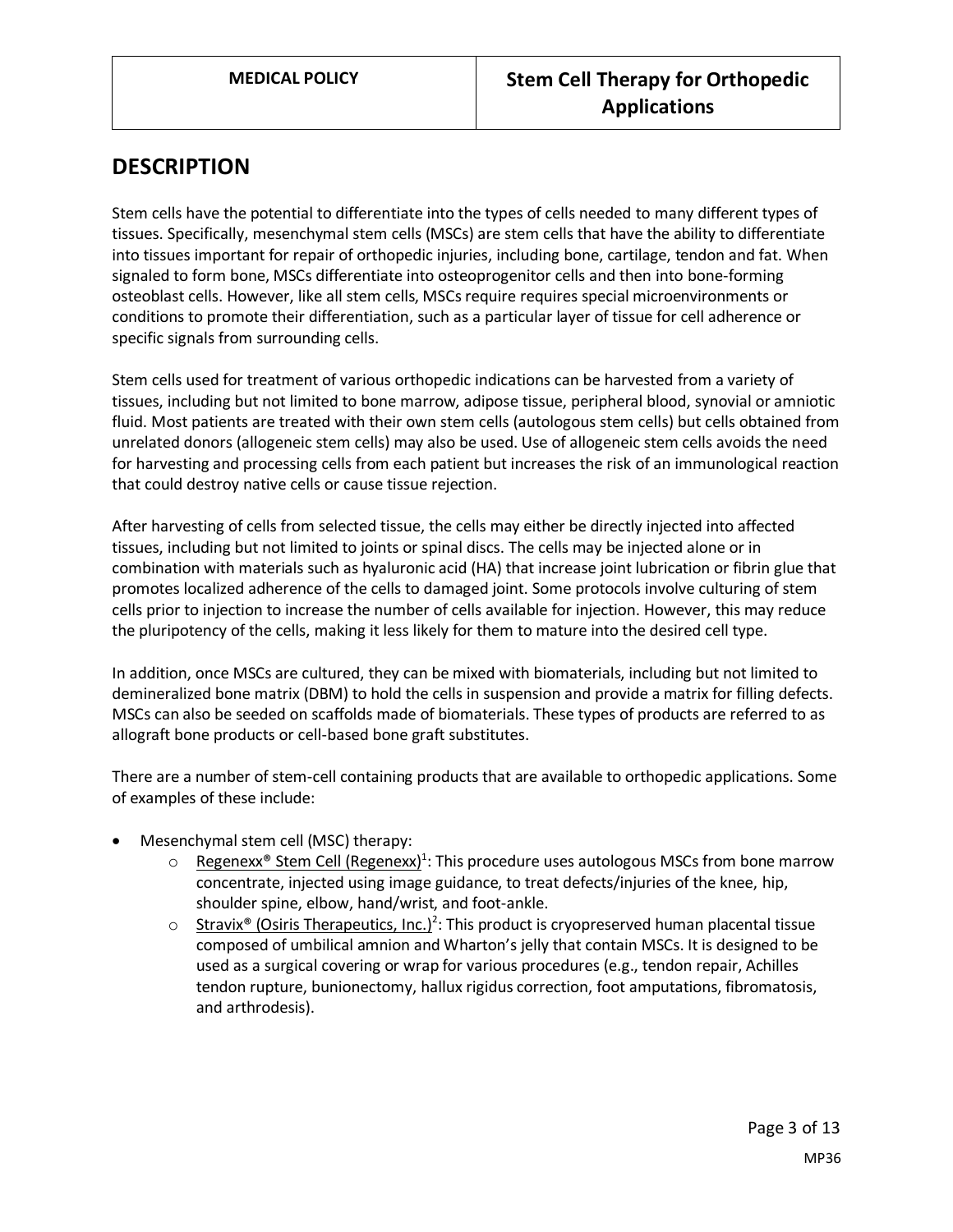## DESCRIPTION

Stem cells have the potential to differentiate into the types of cells needed to many different types of tissues. Specifically, mesenchymal stem cells (MSCs) are stem cells that have the ability to differentiate into tissues important for repair of orthopedic injuries, including bone, cartilage, tendon and fat. When signaled to form bone, MSCs differentiate into osteoprogenitor cells and then into bone-forming osteoblast cells. However, like all stem cells, MSCs require requires special microenvironments or conditions to promote their differentiation, such as a particular layer of tissue for cell adherence or specific signals from surrounding cells.

Stem cells used for treatment of various orthopedic indications can be harvested from a variety of tissues, including but not limited to bone marrow, adipose tissue, peripheral blood, synovial or amniotic fluid. Most patients are treated with their own stem cells (autologous stem cells) but cells obtained from unrelated donors (allogeneic stem cells) may also be used. Use of allogeneic stem cells avoids the need for harvesting and processing cells from each patient but increases the risk of an immunological reaction that could destroy native cells or cause tissue rejection.

After harvesting of cells from selected tissue, the cells may either be directly injected into affected tissues, including but not limited to joints or spinal discs. The cells may be injected alone or in combination with materials such as hyaluronic acid (HA) that increase joint lubrication or fibrin glue that promotes localized adherence of the cells to damaged joint. Some protocols involve culturing of stem cells prior to injection to increase the number of cells available for injection. However, this may reduce the pluripotency of the cells, making it less likely for them to mature into the desired cell type.

In addition, once MSCs are cultured, they can be mixed with biomaterials, including but not limited to demineralized bone matrix (DBM) to hold the cells in suspension and provide a matrix for filling defects. MSCs can also be seeded on scaffolds made of biomaterials. These types of products are referred to as allograft bone products or cell-based bone graft substitutes.

There are a number of stem-cell containing products that are available to orthopedic applications. Some of examples of these include:

- Mesenchymal stem cell (MSC) therapy:
  - Regenexx® Stem Cell (Regenexx)[1]: This procedure uses autologous MSCs from bone marrow concentrate, injected using image guidance, to treat defects/injuries of the knee, hip, shoulder spine, elbow, hand/wrist, and foot-ankle.
  - Stravix® (Osiris Therapeutics, Inc.)[2]: This product is cryopreserved human placental tissue composed of umbilical amnion and Wharton's jelly that contain MSCs. It is designed to be used as a surgical covering or wrap for various procedures (e.g., tendon repair, Achilles tendon rupture, bunionectomy, hallux rigidus correction, foot amputations, fibromatosis, and arthrodesis).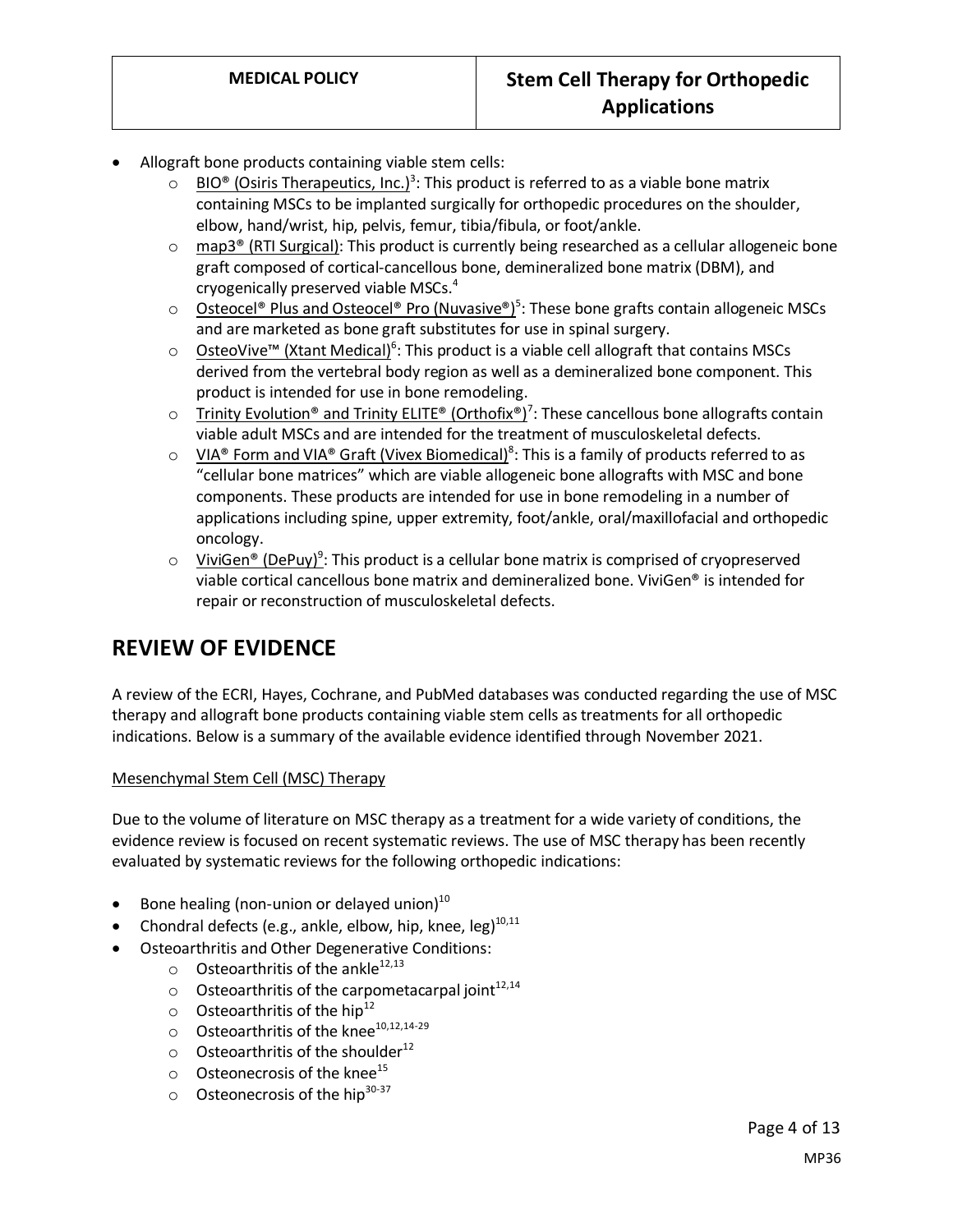- Allograft bone products containing viable stem cells:
  - BIO® (Osiris Therapeutics, Inc.)[3]: This product is referred to as a viable bone matrix containing MSCs to be implanted surgically for orthopedic procedures on the shoulder, elbow, hand/wrist, hip, pelvis, femur, tibia/fibula, or foot/ankle.
  - map3® (RTI Surgical): This product is currently being researched as a cellular allogeneic bone graft composed of cortical-cancellous bone, demineralized bone matrix (DBM), and cryogenically preserved viable MSCs.[4]
  - Osteocel® Plus and Osteocel® Pro (Nuvasive®)[5]: These bone grafts contain allogeneic MSCs and are marketed as bone graft substitutes for use in spinal surgery.
  - OsteoVive™ (Xtant Medical)[6]: This product is a viable cell allograft that contains MSCs derived from the vertebral body region as well as a demineralized bone component. This product is intended for use in bone remodeling.
  - Trinity Evolution® and Trinity ELITE® (Orthofix®)[7]: These cancellous bone allografts contain viable adult MSCs and are intended for the treatment of musculoskeletal defects.
  - VIA® Form and VIA® Graft (Vivex Biomedical)[8]: This is a family of products referred to as "cellular bone matrices" which are viable allogeneic bone allografts with MSC and bone components. These products are intended for use in bone remodeling in a number of applications including spine, upper extremity, foot/ankle, oral/maxillofacial and orthopedic oncology.
  - ViviGen® (DePuy)[9]: This product is a cellular bone matrix is comprised of cryopreserved viable cortical cancellous bone matrix and demineralized bone. ViviGen® is intended for repair or reconstruction of musculoskeletal defects.

# REVIEW OF EVIDENCE

A review of the ECRI, Hayes, Cochrane, and PubMed databases was conducted regarding the use of MSC therapy and allograft bone products containing viable stem cells as treatments for all orthopedic indications. Below is a summary of the available evidence identified through November 2021.

Mesenchymal Stem Cell (MSC) Therapy

Due to the volume of literature on MSC therapy as a treatment for a wide variety of conditions, the evidence review is focused on recent systematic reviews. The use of MSC therapy has been recently evaluated by systematic reviews for the following orthopedic indications:

- Bone healing (non-union or delayed union)[10]
- Chondral defects (e.g., ankle, elbow, hip, knee, leg)[10,11]
- Osteoarthritis and Other Degenerative Conditions:
  - Osteoarthritis of the ankle[12,13]
  - Osteoarthritis of the carpometacarpal joint[12,14]
  - Osteoarthritis of the hip[12]
  - Osteoarthritis of the knee[10,12,14-29]
  - Osteoarthritis of the shoulder[12]
  - Osteonecrosis of the knee[15]
  - Osteonecrosis of the hip[30-37]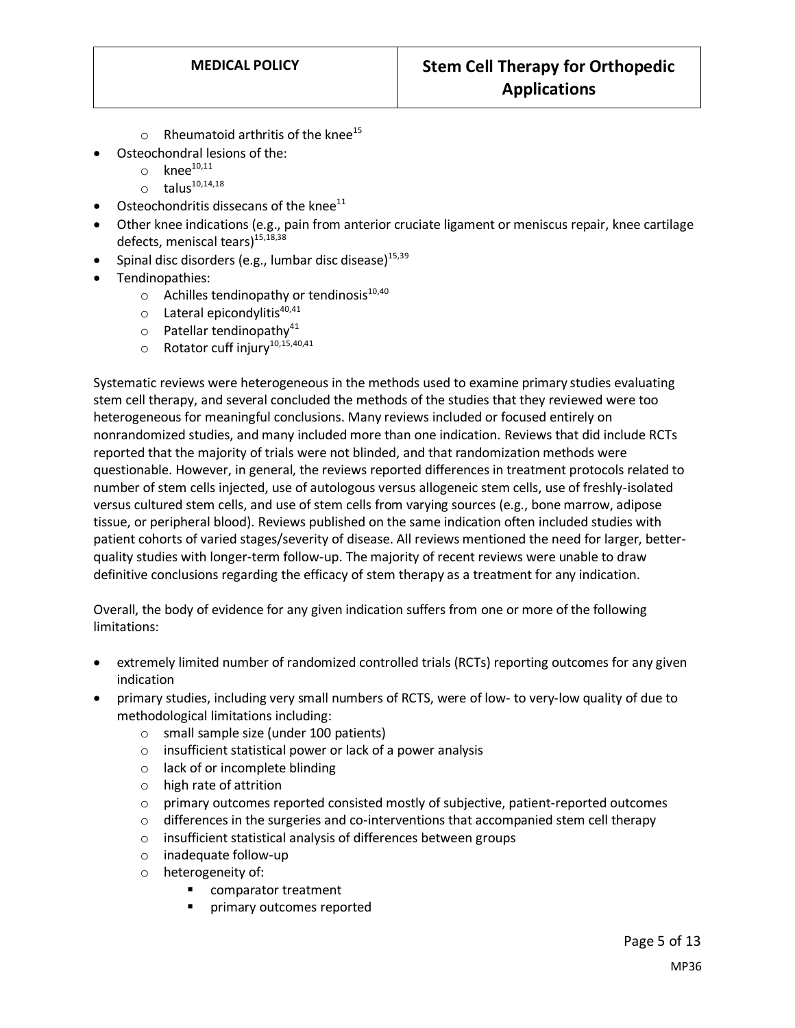- Rheumatoid arthritis of the knee[15]
- Osteochondral lesions of the:
    - knee[10,11]
    - talus[10,14,18]
- Osteochondritis dissecans of the knee[11]
- Other knee indications (e.g., pain from anterior cruciate ligament or meniscus repair, knee cartilage defects, meniscal tears)[15,18,38]
- Spinal disc disorders (e.g., lumbar disc disease)[15,39]
- Tendinopathies:
    - Achilles tendinopathy or tendinosis[10,40]
    - Lateral epicondylitis[40,41]
    - Patellar tendinopathy[41]
    - Rotator cuff injury[10,15,40,41]

Systematic reviews were heterogeneous in the methods used to examine primary studies evaluating stem cell therapy, and several concluded the methods of the studies that they reviewed were too heterogeneous for meaningful conclusions. Many reviews included or focused entirely on nonrandomized studies, and many included more than one indication. Reviews that did include RCTs reported that the majority of trials were not blinded, and that randomization methods were questionable. However, in general, the reviews reported differences in treatment protocols related to number of stem cells injected, use of autologous versus allogeneic stem cells, use of freshly-isolated versus cultured stem cells, and use of stem cells from varying sources (e.g., bone marrow, adipose tissue, or peripheral blood). Reviews published on the same indication often included studies with patient cohorts of varied stages/severity of disease. All reviews mentioned the need for larger, better-quality studies with longer-term follow-up. The majority of recent reviews were unable to draw definitive conclusions regarding the efficacy of stem therapy as a treatment for any indication.

Overall, the body of evidence for any given indication suffers from one or more of the following limitations:

- extremely limited number of randomized controlled trials (RCTs) reporting outcomes for any given indication
- primary studies, including very small numbers of RCTS, were of low- to very-low quality of due to methodological limitations including:
    - small sample size (under 100 patients)
    - insufficient statistical power or lack of a power analysis
    - lack of or incomplete blinding
    - high rate of attrition
    - primary outcomes reported consisted mostly of subjective, patient-reported outcomes
    - differences in the surgeries and co-interventions that accompanied stem cell therapy
    - insufficient statistical analysis of differences between groups
    - inadequate follow-up
    - heterogeneity of:
        - comparator treatment
        - primary outcomes reported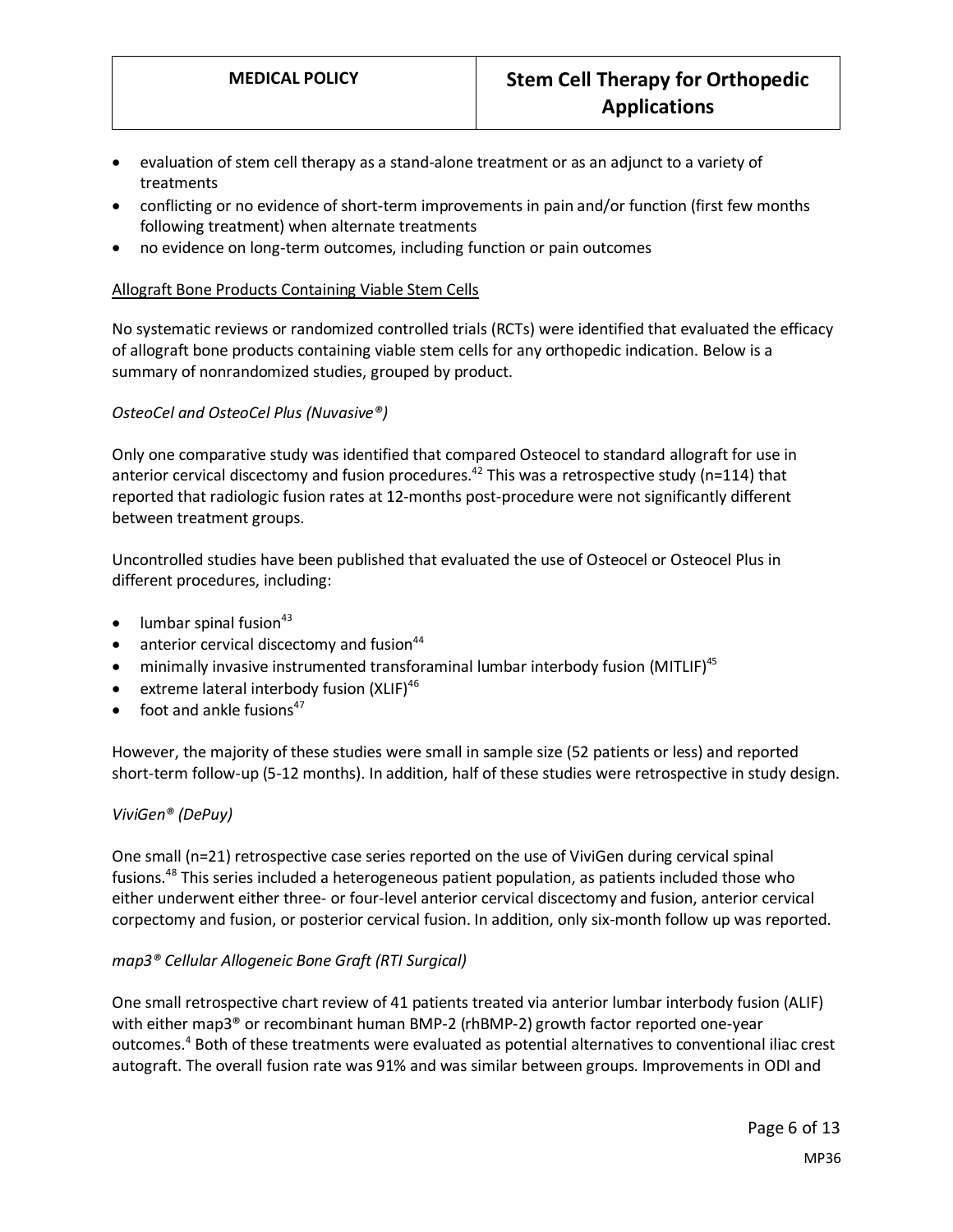- evaluation of stem cell therapy as a stand-alone treatment or as an adjunct to a variety of treatments
- conflicting or no evidence of short-term improvements in pain and/or function (first few months following treatment) when alternate treatments
- no evidence on long-term outcomes, including function or pain outcomes

<u>Allograft Bone Products Containing Viable Stem Cells</u>

No systematic reviews or randomized controlled trials (RCTs) were identified that evaluated the efficacy of allograft bone products containing viable stem cells for any orthopedic indication. Below is a summary of nonrandomized studies, grouped by product.

*OsteoCel and OsteoCel Plus (Nuvasive®)*

Only one comparative study was identified that compared Osteocel to standard allograft for use in anterior cervical discectomy and fusion procedures.[42] This was a retrospective study (n=114) that reported that radiologic fusion rates at 12-months post-procedure were not significantly different between treatment groups.

Uncontrolled studies have been published that evaluated the use of Osteocel or Osteocel Plus in different procedures, including:

- lumbar spinal fusion[43]
- anterior cervical discectomy and fusion[44]
- minimally invasive instrumented transforaminal lumbar interbody fusion (MITLIF)[45]
- extreme lateral interbody fusion (XLIF)[46]
- foot and ankle fusions[47]

However, the majority of these studies were small in sample size (52 patients or less) and reported short-term follow-up (5-12 months). In addition, half of these studies were retrospective in study design.

*ViviGen® (DePuy)*

One small (n=21) retrospective case series reported on the use of ViviGen during cervical spinal fusions.[48] This series included a heterogeneous patient population, as patients included those who either underwent either three- or four-level anterior cervical discectomy and fusion, anterior cervical corpectomy and fusion, or posterior cervical fusion. In addition, only six-month follow up was reported.

*map3® Cellular Allogeneic Bone Graft (RTI Surgical)*

One small retrospective chart review of 41 patients treated via anterior lumbar interbody fusion (ALIF) with either map3® or recombinant human BMP-2 (rhBMP-2) growth factor reported one-year outcomes.[4] Both of these treatments were evaluated as potential alternatives to conventional iliac crest autograft. The overall fusion rate was 91% and was similar between groups. Improvements in ODI and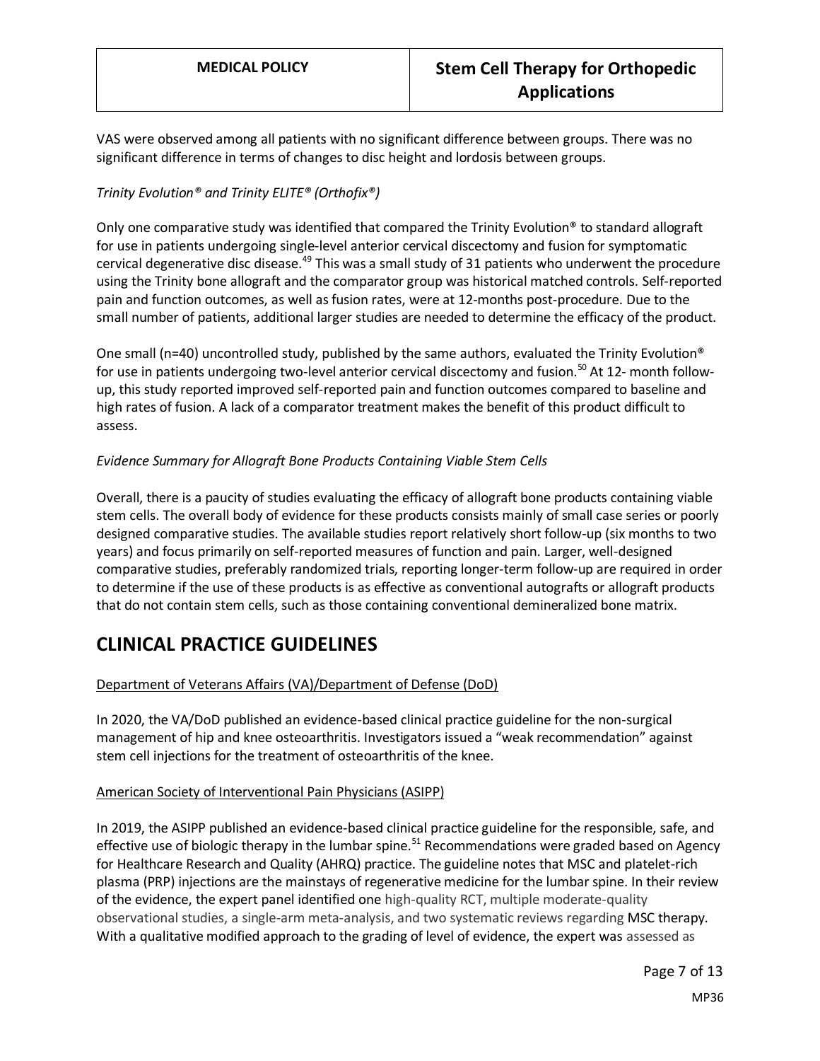VAS were observed among all patients with no significant difference between groups. There was no significant difference in terms of changes to disc height and lordosis between groups.

*Trinity Evolution® and Trinity ELITE® (Orthofix®)*

Only one comparative study was identified that compared the Trinity Evolution® to standard allograft for use in patients undergoing single-level anterior cervical discectomy and fusion for symptomatic cervical degenerative disc disease.[49] This was a small study of 31 patients who underwent the procedure using the Trinity bone allograft and the comparator group was historical matched controls. Self-reported pain and function outcomes, as well as fusion rates, were at 12-months post-procedure. Due to the small number of patients, additional larger studies are needed to determine the efficacy of the product.

One small (n=40) uncontrolled study, published by the same authors, evaluated the Trinity Evolution® for use in patients undergoing two-level anterior cervical discectomy and fusion.[50] At 12- month follow-up, this study reported improved self-reported pain and function outcomes compared to baseline and high rates of fusion. A lack of a comparator treatment makes the benefit of this product difficult to assess.

*Evidence Summary for Allograft Bone Products Containing Viable Stem Cells*

Overall, there is a paucity of studies evaluating the efficacy of allograft bone products containing viable stem cells. The overall body of evidence for these products consists mainly of small case series or poorly designed comparative studies. The available studies report relatively short follow-up (six months to two years) and focus primarily on self-reported measures of function and pain. Larger, well-designed comparative studies, preferably randomized trials, reporting longer-term follow-up are required in order to determine if the use of these products is as effective as conventional autografts or allograft products that do not contain stem cells, such as those containing conventional demineralized bone matrix.

# CLINICAL PRACTICE GUIDELINES

Department of Veterans Affairs (VA)/Department of Defense (DoD)

In 2020, the VA/DoD published an evidence-based clinical practice guideline for the non-surgical management of hip and knee osteoarthritis. Investigators issued a "weak recommendation" against stem cell injections for the treatment of osteoarthritis of the knee.

American Society of Interventional Pain Physicians (ASIPP)

In 2019, the ASIPP published an evidence-based clinical practice guideline for the responsible, safe, and effective use of biologic therapy in the lumbar spine.[51] Recommendations were graded based on Agency for Healthcare Research and Quality (AHRQ) practice. The guideline notes that MSC and platelet-rich plasma (PRP) injections are the mainstays of regenerative medicine for the lumbar spine. In their review of the evidence, the expert panel identified one high-quality RCT, multiple moderate-quality observational studies, a single-arm meta-analysis, and two systematic reviews regarding MSC therapy. With a qualitative modified approach to the grading of level of evidence, the expert was assessed as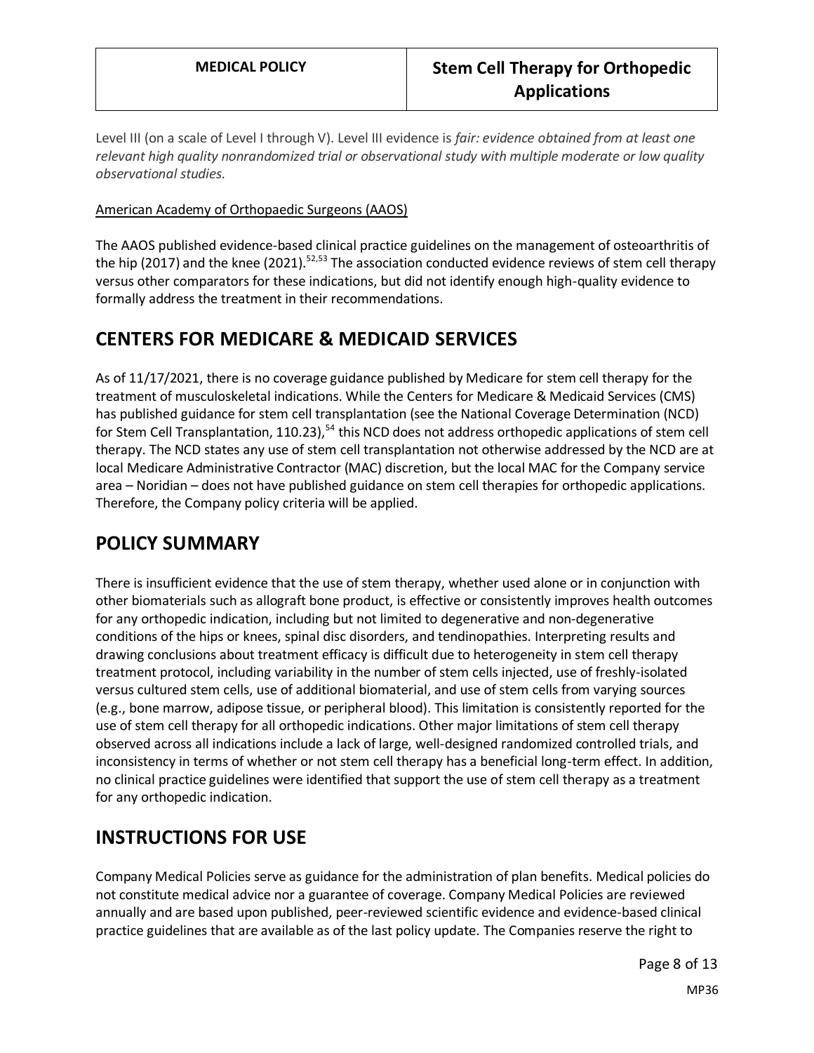Level III (on a scale of Level I through V). Level III evidence is *fair: evidence obtained from at least one relevant high quality nonrandomized trial or observational study with multiple moderate or low quality observational studies.*

American Academy of Orthopaedic Surgeons (AAOS)

The AAOS published evidence-based clinical practice guidelines on the management of osteoarthritis of the hip (2017) and the knee (2021).[52,53] The association conducted evidence reviews of stem cell therapy versus other comparators for these indications, but did not identify enough high-quality evidence to formally address the treatment in their recommendations.

## CENTERS FOR MEDICARE & MEDICAID SERVICES

As of 11/17/2021, there is no coverage guidance published by Medicare for stem cell therapy for the treatment of musculoskeletal indications. While the Centers for Medicare & Medicaid Services (CMS) has published guidance for stem cell transplantation (see the National Coverage Determination (NCD) for Stem Cell Transplantation, 110.23),[54] this NCD does not address orthopedic applications of stem cell therapy. The NCD states any use of stem cell transplantation not otherwise addressed by the NCD are at local Medicare Administrative Contractor (MAC) discretion, but the local MAC for the Company service area – Noridian – does not have published guidance on stem cell therapies for orthopedic applications. Therefore, the Company policy criteria will be applied.

## POLICY SUMMARY

There is insufficient evidence that the use of stem therapy, whether used alone or in conjunction with other biomaterials such as allograft bone product, is effective or consistently improves health outcomes for any orthopedic indication, including but not limited to degenerative and non-degenerative conditions of the hips or knees, spinal disc disorders, and tendinopathies. Interpreting results and drawing conclusions about treatment efficacy is difficult due to heterogeneity in stem cell therapy treatment protocol, including variability in the number of stem cells injected, use of freshly-isolated versus cultured stem cells, use of additional biomaterial, and use of stem cells from varying sources (e.g., bone marrow, adipose tissue, or peripheral blood). This limitation is consistently reported for the use of stem cell therapy for all orthopedic indications. Other major limitations of stem cell therapy observed across all indications include a lack of large, well-designed randomized controlled trials, and inconsistency in terms of whether or not stem cell therapy has a beneficial long-term effect. In addition, no clinical practice guidelines were identified that support the use of stem cell therapy as a treatment for any orthopedic indication.

## INSTRUCTIONS FOR USE

Company Medical Policies serve as guidance for the administration of plan benefits. Medical policies do not constitute medical advice nor a guarantee of coverage. Company Medical Policies are reviewed annually and are based upon published, peer-reviewed scientific evidence and evidence-based clinical practice guidelines that are available as of the last policy update. The Companies reserve the right to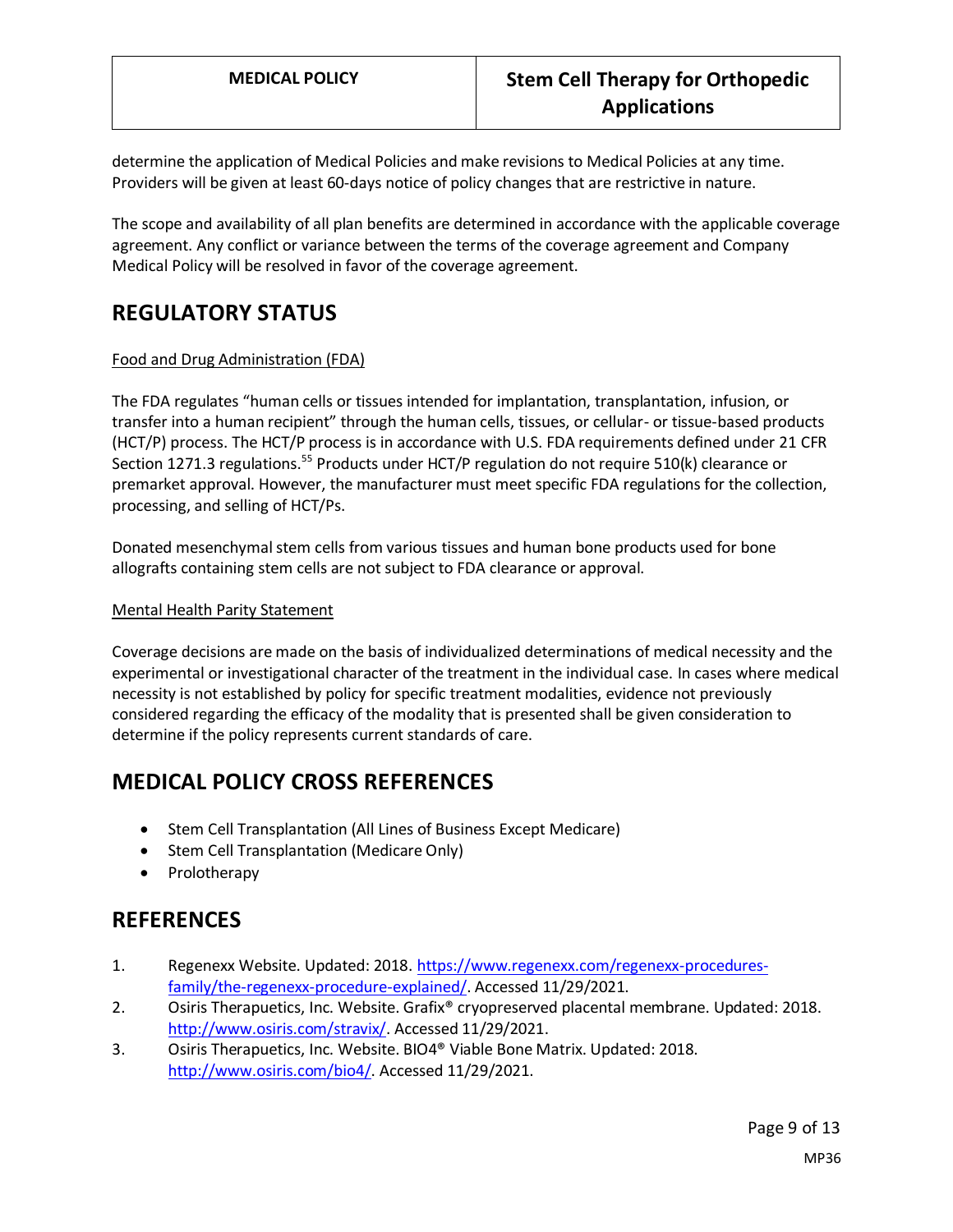determine the application of Medical Policies and make revisions to Medical Policies at any time. Providers will be given at least 60-days notice of policy changes that are restrictive in nature.

The scope and availability of all plan benefits are determined in accordance with the applicable coverage agreement. Any conflict or variance between the terms of the coverage agreement and Company Medical Policy will be resolved in favor of the coverage agreement.

# REGULATORY STATUS

Food and Drug Administration (FDA)

The FDA regulates "human cells or tissues intended for implantation, transplantation, infusion, or transfer into a human recipient" through the human cells, tissues, or cellular- or tissue-based products (HCT/P) process. The HCT/P process is in accordance with U.S. FDA requirements defined under 21 CFR Section 1271.3 regulations.[55] Products under HCT/P regulation do not require 510(k) clearance or premarket approval. However, the manufacturer must meet specific FDA regulations for the collection, processing, and selling of HCT/Ps.

Donated mesenchymal stem cells from various tissues and human bone products used for bone allografts containing stem cells are not subject to FDA clearance or approval.

Mental Health Parity Statement

Coverage decisions are made on the basis of individualized determinations of medical necessity and the experimental or investigational character of the treatment in the individual case. In cases where medical necessity is not established by policy for specific treatment modalities, evidence not previously considered regarding the efficacy of the modality that is presented shall be given consideration to determine if the policy represents current standards of care.

# MEDICAL POLICY CROSS REFERENCES

- Stem Cell Transplantation (All Lines of Business Except Medicare)
- Stem Cell Transplantation (Medicare Only)
- Prolotherapy

# REFERENCES

1. Regenexx Website. Updated: 2018. https://www.regenexx.com/regenexx-procedures-family/the-regenexx-procedure-explained/. Accessed 11/29/2021.
2. Osiris Therapeutics, Inc. Website. Grafix® cryopreserved placental membrane. Updated: 2018. http://www.osiris.com/stravix/. Accessed 11/29/2021.
3. Osiris Therapeutics, Inc. Website. BIO4® Viable Bone Matrix. Updated: 2018. http://www.osiris.com/bio4/. Accessed 11/29/2021.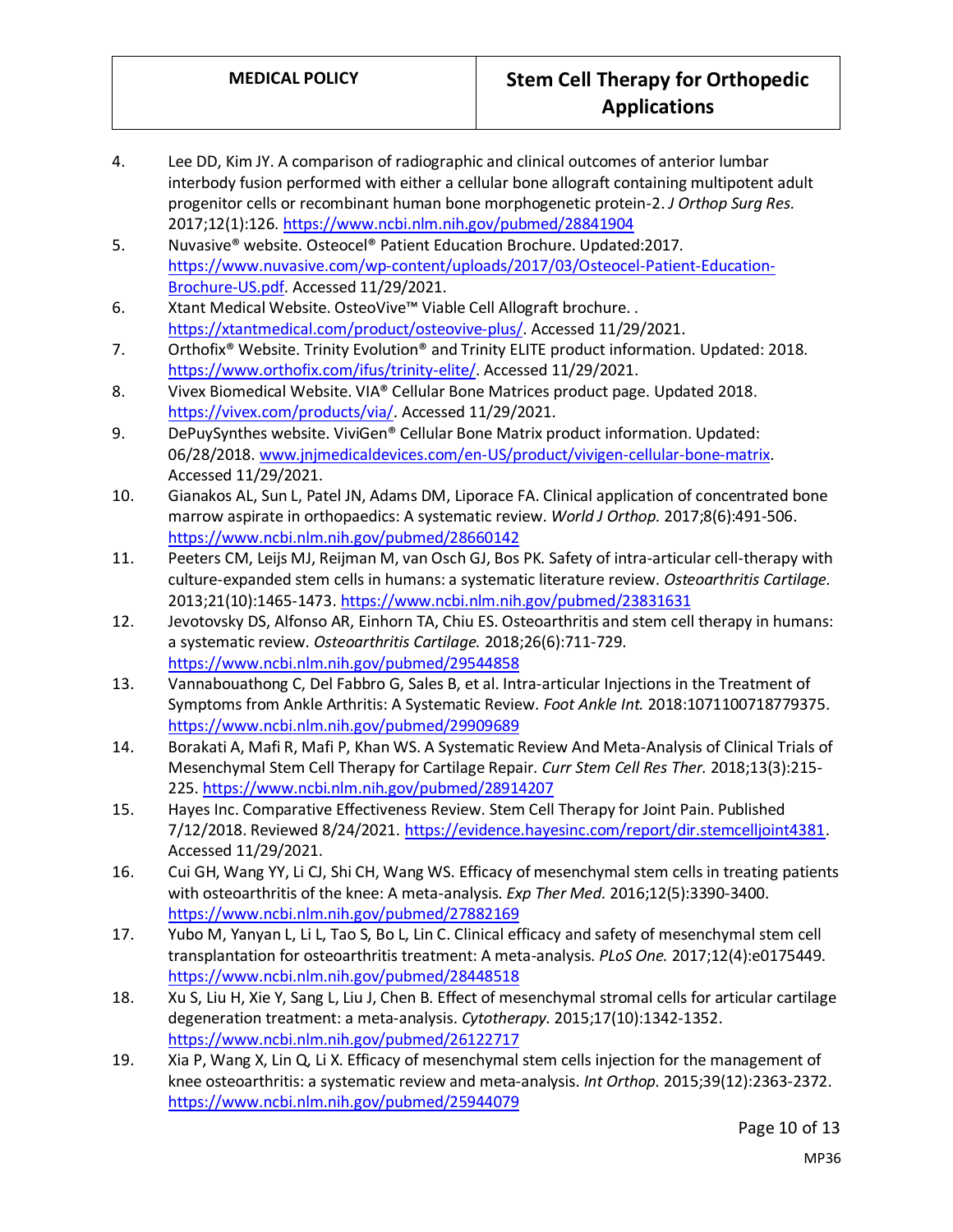4. Lee DD, Kim JY. A comparison of radiographic and clinical outcomes of anterior lumbar interbody fusion performed with either a cellular bone allograft containing multipotent adult progenitor cells or recombinant human bone morphogenetic protein-2. *J Orthop Surg Res.* 2017;12(1):126. https://www.ncbi.nlm.nih.gov/pubmed/28841904
5. Nuvasive® website. Osteocel® Patient Education Brochure. Updated:2017. https://www.nuvasive.com/wp-content/uploads/2017/03/Osteocel-Patient-Education-Brochure-US.pdf. Accessed 11/29/2021.
6. Xtant Medical Website. OsteoVive™ Viable Cell Allograft brochure. . https://xtantmedical.com/product/osteovive-plus/. Accessed 11/29/2021.
7. Orthofix® Website. Trinity Evolution® and Trinity ELITE product information. Updated: 2018. https://www.orthofix.com/ifus/trinity-elite/. Accessed 11/29/2021.
8. Vivex Biomedical Website. VIA® Cellular Bone Matrices product page. Updated 2018. https://vivex.com/products/via/. Accessed 11/29/2021.
9. DePuySynthes website. ViviGen® Cellular Bone Matrix product information. Updated: 06/28/2018. www.jnjmedicaldevices.com/en-US/product/vivigen-cellular-bone-matrix. Accessed 11/29/2021.
10. Gianakos AL, Sun L, Patel JN, Adams DM, Liporace FA. Clinical application of concentrated bone marrow aspirate in orthopaedics: A systematic review. *World J Orthop.* 2017;8(6):491-506. https://www.ncbi.nlm.nih.gov/pubmed/28660142
11. Peeters CM, Leijs MJ, Reijman M, van Osch GJ, Bos PK. Safety of intra-articular cell-therapy with culture-expanded stem cells in humans: a systematic literature review. *Osteoarthritis Cartilage.* 2013;21(10):1465-1473. https://www.ncbi.nlm.nih.gov/pubmed/23831631
12. Jevotovsky DS, Alfonso AR, Einhorn TA, Chiu ES. Osteoarthritis and stem cell therapy in humans: a systematic review. *Osteoarthritis Cartilage.* 2018;26(6):711-729. https://www.ncbi.nlm.nih.gov/pubmed/29544858
13. Vannabouathong C, Del Fabbro G, Sales B, et al. Intra-articular Injections in the Treatment of Symptoms from Ankle Arthritis: A Systematic Review. *Foot Ankle Int.* 2018:1071100718779375. https://www.ncbi.nlm.nih.gov/pubmed/29909689
14. Borakati A, Mafi R, Mafi P, Khan WS. A Systematic Review And Meta-Analysis of Clinical Trials of Mesenchymal Stem Cell Therapy for Cartilage Repair. *Curr Stem Cell Res Ther.* 2018;13(3):215-225. https://www.ncbi.nlm.nih.gov/pubmed/28914207
15. Hayes Inc. Comparative Effectiveness Review. Stem Cell Therapy for Joint Pain. Published 7/12/2018. Reviewed 8/24/2021. https://evidence.hayesinc.com/report/dir.stemcelljoint4381. Accessed 11/29/2021.
16. Cui GH, Wang YY, Li CJ, Shi CH, Wang WS. Efficacy of mesenchymal stem cells in treating patients with osteoarthritis of the knee: A meta-analysis. *Exp Ther Med.* 2016;12(5):3390-3400. https://www.ncbi.nlm.nih.gov/pubmed/27882169
17. Yubo M, Yanyan L, Li L, Tao S, Bo L, Lin C. Clinical efficacy and safety of mesenchymal stem cell transplantation for osteoarthritis treatment: A meta-analysis. *PLoS One.* 2017;12(4):e0175449. https://www.ncbi.nlm.nih.gov/pubmed/28448518
18. Xu S, Liu H, Xie Y, Sang L, Liu J, Chen B. Effect of mesenchymal stromal cells for articular cartilage degeneration treatment: a meta-analysis. *Cytotherapy.* 2015;17(10):1342-1352. https://www.ncbi.nlm.nih.gov/pubmed/26122717
19. Xia P, Wang X, Lin Q, Li X. Efficacy of mesenchymal stem cells injection for the management of knee osteoarthritis: a systematic review and meta-analysis. *Int Orthop.* 2015;39(12):2363-2372. https://www.ncbi.nlm.nih.gov/pubmed/25944079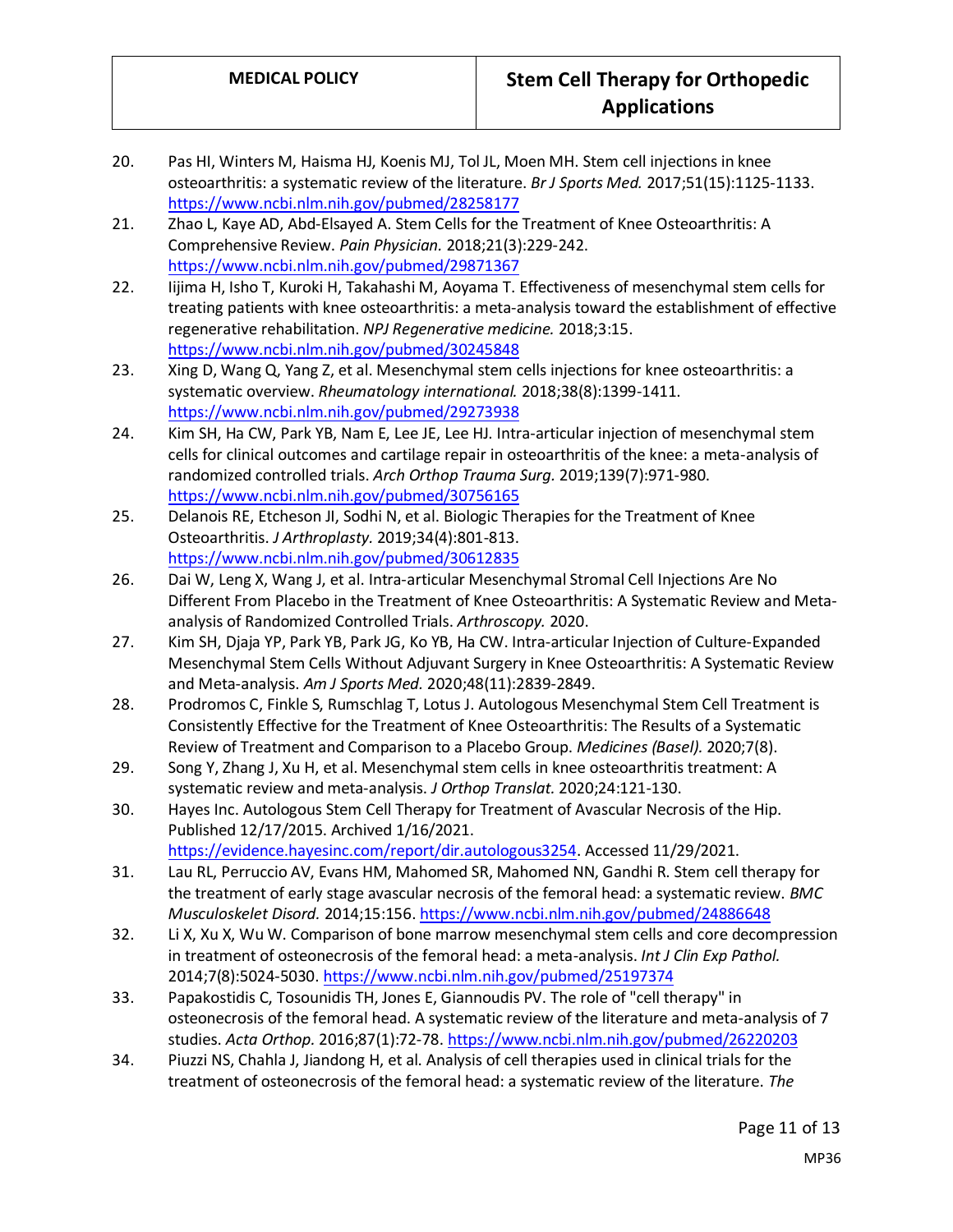20. Pas HI, Winters M, Haisma HJ, Koenis MJ, Tol JL, Moen MH. Stem cell injections in knee osteoarthritis: a systematic review of the literature. *Br J Sports Med.* 2017;51(15):1125-1133. https://www.ncbi.nlm.nih.gov/pubmed/28258177
21. Zhao L, Kaye AD, Abd-Elsayed A. Stem Cells for the Treatment of Knee Osteoarthritis: A Comprehensive Review. *Pain Physician.* 2018;21(3):229-242. https://www.ncbi.nlm.nih.gov/pubmed/29871367
22. Iijima H, Isho T, Kuroki H, Takahashi M, Aoyama T. Effectiveness of mesenchymal stem cells for treating patients with knee osteoarthritis: a meta-analysis toward the establishment of effective regenerative rehabilitation. *NPJ Regenerative medicine.* 2018;3:15. https://www.ncbi.nlm.nih.gov/pubmed/30245848
23. Xing D, Wang Q, Yang Z, et al. Mesenchymal stem cells injections for knee osteoarthritis: a systematic overview. *Rheumatology international.* 2018;38(8):1399-1411. https://www.ncbi.nlm.nih.gov/pubmed/29273938
24. Kim SH, Ha CW, Park YB, Nam E, Lee JE, Lee HJ. Intra-articular injection of mesenchymal stem cells for clinical outcomes and cartilage repair in osteoarthritis of the knee: a meta-analysis of randomized controlled trials. *Arch Orthop Trauma Surg.* 2019;139(7):971-980. https://www.ncbi.nlm.nih.gov/pubmed/30756165
25. Delanois RE, Etcheson JI, Sodhi N, et al. Biologic Therapies for the Treatment of Knee Osteoarthritis. *J Arthroplasty.* 2019;34(4):801-813. https://www.ncbi.nlm.nih.gov/pubmed/30612835
26. Dai W, Leng X, Wang J, et al. Intra-articular Mesenchymal Stromal Cell Injections Are No Different From Placebo in the Treatment of Knee Osteoarthritis: A Systematic Review and Meta-analysis of Randomized Controlled Trials. *Arthroscopy.* 2020.
27. Kim SH, Djaja YP, Park YB, Park JG, Ko YB, Ha CW. Intra-articular Injection of Culture-Expanded Mesenchymal Stem Cells Without Adjuvant Surgery in Knee Osteoarthritis: A Systematic Review and Meta-analysis. *Am J Sports Med.* 2020;48(11):2839-2849.
28. Prodromos C, Finkle S, Rumschlag T, Lotus J. Autologous Mesenchymal Stem Cell Treatment is Consistently Effective for the Treatment of Knee Osteoarthritis: The Results of a Systematic Review of Treatment and Comparison to a Placebo Group. *Medicines (Basel).* 2020;7(8).
29. Song Y, Zhang J, Xu H, et al. Mesenchymal stem cells in knee osteoarthritis treatment: A systematic review and meta-analysis. *J Orthop Translat.* 2020;24:121-130.
30. Hayes Inc. Autologous Stem Cell Therapy for Treatment of Avascular Necrosis of the Hip. Published 12/17/2015. Archived 1/16/2021. https://evidence.hayesinc.com/report/dir.autologous3254. Accessed 11/29/2021.
31. Lau RL, Perruccio AV, Evans HM, Mahomed SR, Mahomed NN, Gandhi R. Stem cell therapy for the treatment of early stage avascular necrosis of the femoral head: a systematic review. *BMC Musculoskelet Disord.* 2014;15:156. https://www.ncbi.nlm.nih.gov/pubmed/24886648
32. Li X, Xu X, Wu W. Comparison of bone marrow mesenchymal stem cells and core decompression in treatment of osteonecrosis of the femoral head: a meta-analysis. *Int J Clin Exp Pathol.* 2014;7(8):5024-5030. https://www.ncbi.nlm.nih.gov/pubmed/25197374
33. Papakostidis C, Tosounidis TH, Jones E, Giannoudis PV. The role of "cell therapy" in osteonecrosis of the femoral head. A systematic review of the literature and meta-analysis of 7 studies. *Acta Orthop.* 2016;87(1):72-78. https://www.ncbi.nlm.nih.gov/pubmed/26220203
34. Piuzzi NS, Chahla J, Jiandong H, et al. Analysis of cell therapies used in clinical trials for the treatment of osteonecrosis of the femoral head: a systematic review of the literature. *The*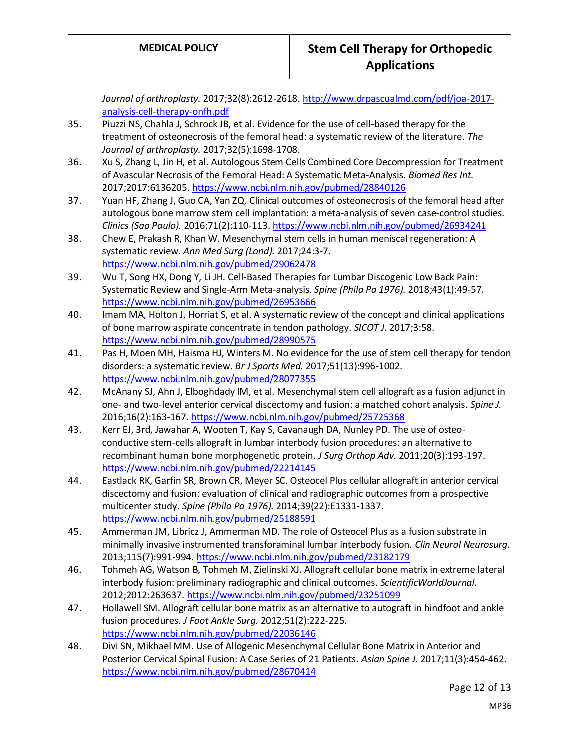*Journal of arthroplasty.* 2017;32(8):2612-2618. http://www.drpascualmd.com/pdf/joa-2017-analysis-cell-therapy-onfh.pdf

35. Piuzzi NS, Chahla J, Schrock JB, et al. Evidence for the use of cell-based therapy for the treatment of osteonecrosis of the femoral head: a systematic review of the literature. *The Journal of arthroplasty.* 2017;32(5):1698-1708.
36. Xu S, Zhang L, Jin H, et al. Autologous Stem Cells Combined Core Decompression for Treatment of Avascular Necrosis of the Femoral Head: A Systematic Meta-Analysis. *Biomed Res Int.* 2017;2017:6136205. https://www.ncbi.nlm.nih.gov/pubmed/28840126
37. Yuan HF, Zhang J, Guo CA, Yan ZQ. Clinical outcomes of osteonecrosis of the femoral head after autologous bone marrow stem cell implantation: a meta-analysis of seven case-control studies. *Clinics (Sao Paulo).* 2016;71(2):110-113. https://www.ncbi.nlm.nih.gov/pubmed/26934241
38. Chew E, Prakash R, Khan W. Mesenchymal stem cells in human meniscal regeneration: A systematic review. *Ann Med Surg (Lond).* 2017;24:3-7. https://www.ncbi.nlm.nih.gov/pubmed/29062478
39. Wu T, Song HX, Dong Y, Li JH. Cell-Based Therapies for Lumbar Discogenic Low Back Pain: Systematic Review and Single-Arm Meta-analysis. *Spine (Phila Pa 1976).* 2018;43(1):49-57. https://www.ncbi.nlm.nih.gov/pubmed/26953666
40. Imam MA, Holton J, Horriat S, et al. A systematic review of the concept and clinical applications of bone marrow aspirate concentrate in tendon pathology. *SICOT J.* 2017;3:58. https://www.ncbi.nlm.nih.gov/pubmed/28990575
41. Pas H, Moen MH, Haisma HJ, Winters M. No evidence for the use of stem cell therapy for tendon disorders: a systematic review. *Br J Sports Med.* 2017;51(13):996-1002. https://www.ncbi.nlm.nih.gov/pubmed/28077355
42. McAnany SJ, Ahn J, Elboghdady IM, et al. Mesenchymal stem cell allograft as a fusion adjunct in one- and two-level anterior cervical discectomy and fusion: a matched cohort analysis. *Spine J.* 2016;16(2):163-167. https://www.ncbi.nlm.nih.gov/pubmed/25725368
43. Kerr EJ, 3rd, Jawahar A, Wooten T, Kay S, Cavanaugh DA, Nunley PD. The use of osteo-conductive stem-cells allograft in lumbar interbody fusion procedures: an alternative to recombinant human bone morphogenetic protein. *J Surg Orthop Adv.* 2011;20(3):193-197. https://www.ncbi.nlm.nih.gov/pubmed/22214145
44. Eastlack RK, Garfin SR, Brown CR, Meyer SC. Osteocel Plus cellular allograft in anterior cervical discectomy and fusion: evaluation of clinical and radiographic outcomes from a prospective multicenter study. *Spine (Phila Pa 1976).* 2014;39(22):E1331-1337. https://www.ncbi.nlm.nih.gov/pubmed/25188591
45. Ammerman JM, Libricz J, Ammerman MD. The role of Osteocel Plus as a fusion substrate in minimally invasive instrumented transforaminal lumbar interbody fusion. *Clin Neurol Neurosurg.* 2013;115(7):991-994. https://www.ncbi.nlm.nih.gov/pubmed/23182179
46. Tohmeh AG, Watson B, Tohmeh M, Zielinski XJ. Allograft cellular bone matrix in extreme lateral interbody fusion: preliminary radiographic and clinical outcomes. *ScientificWorldJournal.* 2012;2012:263637. https://www.ncbi.nlm.nih.gov/pubmed/23251099
47. Hollawell SM. Allograft cellular bone matrix as an alternative to autograft in hindfoot and ankle fusion procedures. *J Foot Ankle Surg.* 2012;51(2):222-225. https://www.ncbi.nlm.nih.gov/pubmed/22036146
48. Divi SN, Mikhael MM. Use of Allogenic Mesenchymal Cellular Bone Matrix in Anterior and Posterior Cervical Spinal Fusion: A Case Series of 21 Patients. *Asian Spine J.* 2017;11(3):454-462. https://www.ncbi.nlm.nih.gov/pubmed/28670414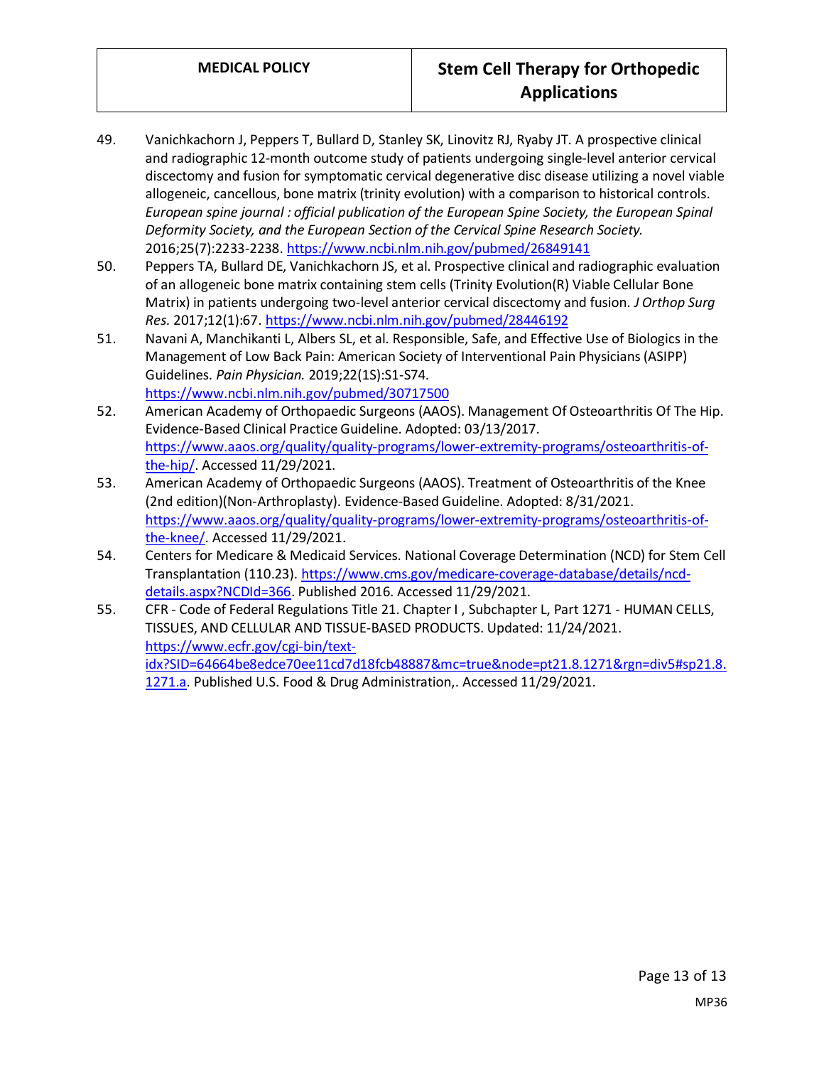49. Vanichkachorn J, Peppers T, Bullard D, Stanley SK, Linovitz RJ, Ryaby JT. A prospective clinical and radiographic 12-month outcome study of patients undergoing single-level anterior cervical discectomy and fusion for symptomatic cervical degenerative disc disease utilizing a novel viable allogeneic, cancellous, bone matrix (trinity evolution) with a comparison to historical controls. *European spine journal : official publication of the European Spine Society, the European Spinal Deformity Society, and the European Section of the Cervical Spine Research Society.* 2016;25(7):2233-2238. https://www.ncbi.nlm.nih.gov/pubmed/26849141
50. Peppers TA, Bullard DE, Vanichkachorn JS, et al. Prospective clinical and radiographic evaluation of an allogeneic bone matrix containing stem cells (Trinity Evolution(R) Viable Cellular Bone Matrix) in patients undergoing two-level anterior cervical discectomy and fusion. *J Orthop Surg Res.* 2017;12(1):67. https://www.ncbi.nlm.nih.gov/pubmed/28446192
51. Navani A, Manchikanti L, Albers SL, et al. Responsible, Safe, and Effective Use of Biologics in the Management of Low Back Pain: American Society of Interventional Pain Physicians (ASIPP) Guidelines. *Pain Physician.* 2019;22(1S):S1-S74. https://www.ncbi.nlm.nih.gov/pubmed/30717500
52. American Academy of Orthopaedic Surgeons (AAOS). Management Of Osteoarthritis Of The Hip. Evidence-Based Clinical Practice Guideline. Adopted: 03/13/2017. https://www.aaos.org/quality/quality-programs/lower-extremity-programs/osteoarthritis-of-the-hip/. Accessed 11/29/2021.
53. American Academy of Orthopaedic Surgeons (AAOS). Treatment of Osteoarthritis of the Knee (2nd edition)(Non-Arthroplasty). Evidence-Based Guideline. Adopted: 8/31/2021. https://www.aaos.org/quality/quality-programs/lower-extremity-programs/osteoarthritis-of-the-knee/. Accessed 11/29/2021.
54. Centers for Medicare & Medicaid Services. National Coverage Determination (NCD) for Stem Cell Transplantation (110.23). https://www.cms.gov/medicare-coverage-database/details/ncd-details.aspx?NCDId=366. Published 2016. Accessed 11/29/2021.
55. CFR - Code of Federal Regulations Title 21. Chapter I , Subchapter L, Part 1271 - HUMAN CELLS, TISSUES, AND CELLULAR AND TISSUE-BASED PRODUCTS. Updated: 11/24/2021. https://www.ecfr.gov/cgi-bin/text-idx?SID=64664be8edce70ee11cd7d18fcb48887&mc=true&node=pt21.8.1271&rgn=div5#sp21.8.1271.a. Published U.S. Food & Drug Administration,. Accessed 11/29/2021.